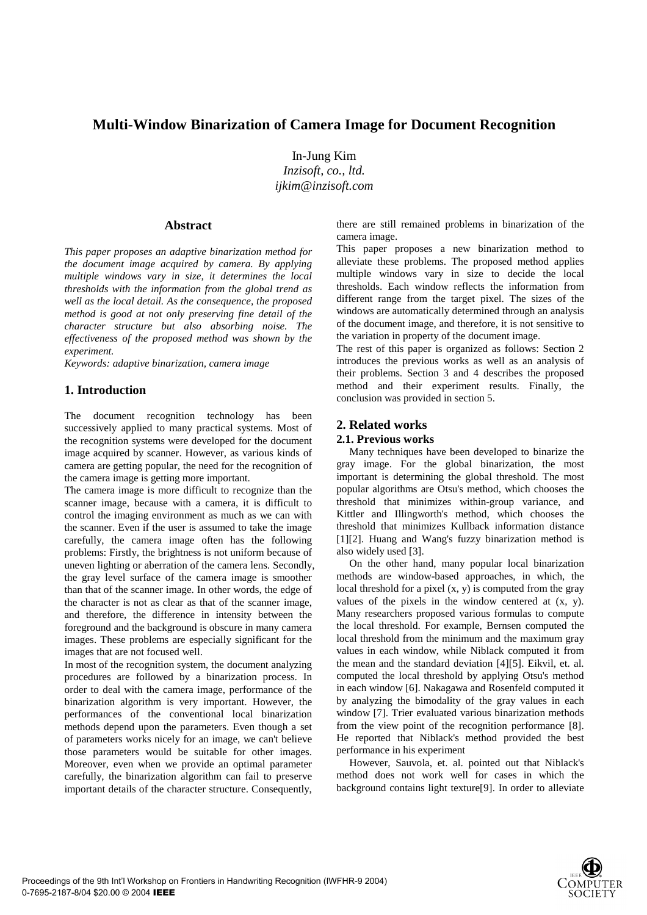# Multi-Window Binarization of Camera Image for Document Recognition

In-Jung Kim
*Inzisoft, co., ltd.*
*ijkim@inzisoft.com*

## Abstract

*This paper proposes an adaptive binarization method for the document image acquired by camera. By applying multiple windows vary in size, it determines the local thresholds with the information from the global trend as well as the local detail. As the consequence, the proposed method is good at not only preserving fine detail of the character structure but also absorbing noise. The effectiveness of the proposed method was shown by the experiment.*

*Keywords: adaptive binarization, camera image*

## 1. Introduction

The document recognition technology has been successively applied to many practical systems. Most of the recognition systems were developed for the document image acquired by scanner. However, as various kinds of camera are getting popular, the need for the recognition of the camera image is getting more important.

The camera image is more difficult to recognize than the scanner image, because with a camera, it is difficult to control the imaging environment as much as we can with the scanner. Even if the user is assumed to take the image carefully, the camera image often has the following problems: Firstly, the brightness is not uniform because of uneven lighting or aberration of the camera lens. Secondly, the gray level surface of the camera image is smoother than that of the scanner image. In other words, the edge of the character is not as clear as that of the scanner image, and therefore, the difference in intensity between the foreground and the background is obscure in many camera images. These problems are especially significant for the images that are not focused well.

In most of the recognition system, the document analyzing procedures are followed by a binarization process. In order to deal with the camera image, performance of the binarization algorithm is very important. However, the performances of the conventional local binarization methods depend upon the parameters. Even though a set of parameters works nicely for an image, we can't believe those parameters would be suitable for other images. Moreover, even when we provide an optimal parameter carefully, the binarization algorithm can fail to preserve important details of the character structure. Consequently, there are still remained problems in binarization of the camera image.

This paper proposes a new binarization method to alleviate these problems. The proposed method applies multiple windows vary in size to decide the local thresholds. Each window reflects the information from different range from the target pixel. The sizes of the windows are automatically determined through an analysis of the document image, and therefore, it is not sensitive to the variation in property of the document image.

The rest of this paper is organized as follows: Section 2 introduces the previous works as well as an analysis of their problems. Section 3 and 4 describes the proposed method and their experiment results. Finally, the conclusion was provided in section 5.

## 2. Related works

### 2.1. Previous works

Many techniques have been developed to binarize the gray image. For the global binarization, the most important is determining the global threshold. The most popular algorithms are Otsu's method, which chooses the threshold that minimizes within-group variance, and Kittler and Illingworth's method, which chooses the threshold that minimizes Kullback information distance [1][2]. Huang and Wang's fuzzy binarization method is also widely used [3].

On the other hand, many popular local binarization methods are window-based approaches, in which, the local threshold for a pixel (x, y) is computed from the gray values of the pixels in the window centered at (x, y). Many researchers proposed various formulas to compute the local threshold. For example, Bernsen computed the local threshold from the minimum and the maximum gray values in each window, while Niblack computed it from the mean and the standard deviation [4][5]. Eikvil, et. al. computed the local threshold by applying Otsu's method in each window [6]. Nakagawa and Rosenfeld computed it by analyzing the bimodality of the gray values in each window [7]. Trier evaluated various binarization methods from the view point of the recognition performance [8]. He reported that Niblack's method provided the best performance in his experiment

However, Sauvola, et. al. pointed out that Niblack's method does not work well for cases in which the background contains light texture[9]. In order to alleviate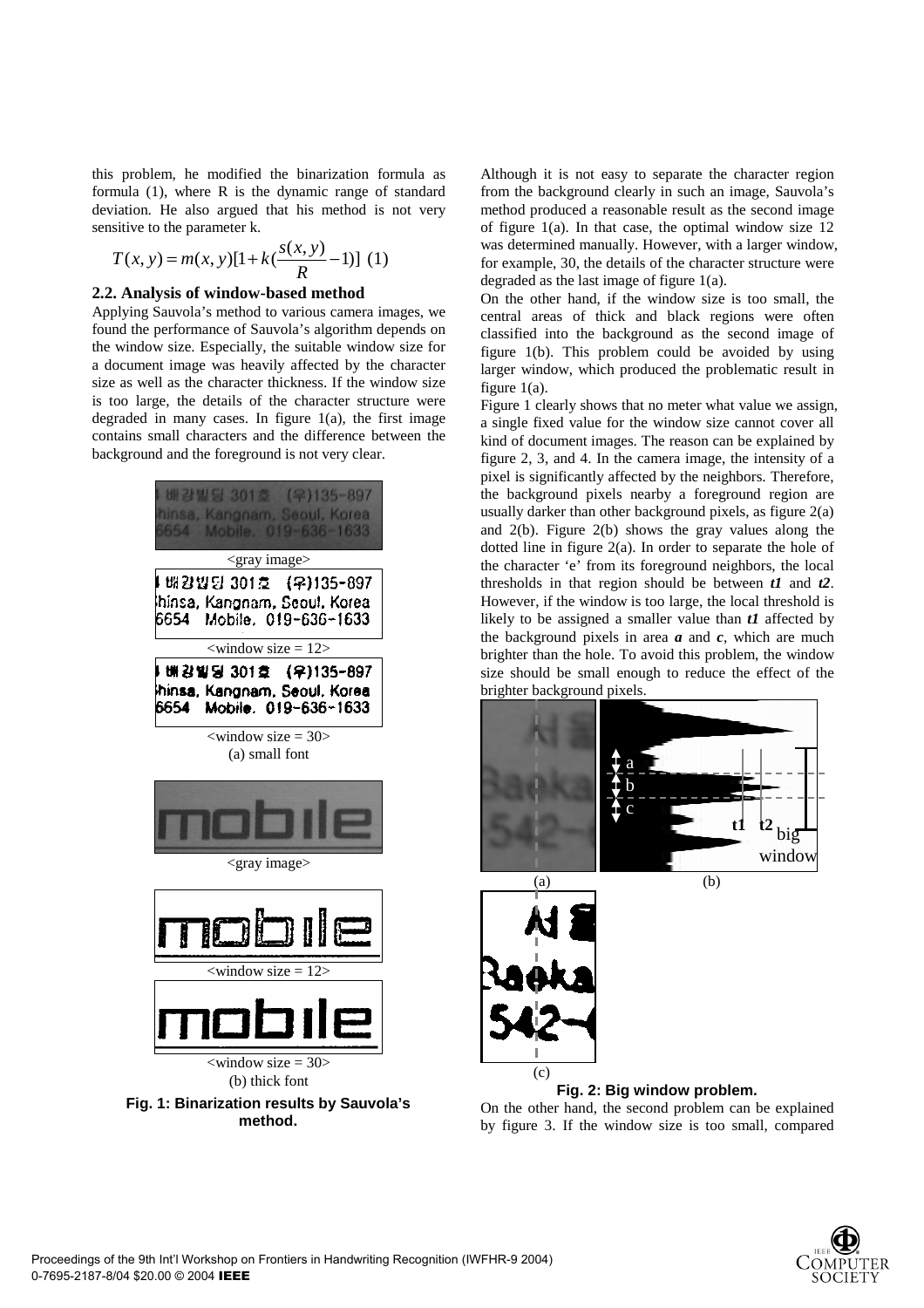this problem, he modified the binarization formula as formula (1), where R is the dynamic range of standard deviation. He also argued that his method is not very sensitive to the parameter k.

$$T(x, y) = m(x, y)[1 + k(\frac{s(x, y)}{R} - 1)] \quad (1)$$

### 2.2. Analysis of window-based method

Applying Sauvola's method to various camera images, we found the performance of Sauvola's algorithm depends on the window size. Especially, the suitable window size for a document image was heavily affected by the character size as well as the character thickness. If the window size is too large, the details of the character structure were degraded in many cases. In figure 1(a), the first image contains small characters and the difference between the background and the foreground is not very clear.

<gray image>

<window size = 12>

<window size = 30>

(a) small font

<gray image>

<window size = 12>

<window size = 30>

(b) thick font

**Fig. 1: Binarization results by Sauvola's method.**

Although it is not easy to separate the character region from the background clearly in such an image, Sauvola's method produced a reasonable result as the second image of figure 1(a). In that case, the optimal window size 12 was determined manually. However, with a larger window, for example, 30, the details of the character structure were degraded as the last image of figure 1(a).

On the other hand, if the window size is too small, the central areas of thick and black regions were often classified into the background as the second image of figure 1(b). This problem could be avoided by using larger window, which produced the problematic result in figure 1(a).

Figure 1 clearly shows that no meter what value we assign, a single fixed value for the window size cannot cover all kind of document images. The reason can be explained by figure 2, 3, and 4. In the camera image, the intensity of a pixel is significantly affected by the neighbors. Therefore, the background pixels nearby a foreground region are usually darker than other background pixels, as figure 2(a) and 2(b). Figure 2(b) shows the gray values along the dotted line in figure 2(a). In order to separate the hole of the character 'e' from its foreground neighbors, the local thresholds in that region should be between ***t1*** and ***t2***. However, if the window is too large, the local threshold is likely to be assigned a smaller value than ***t1*** affected by the background pixels in area ***a*** and ***c***, which are much brighter than the hole. To avoid this problem, the window size should be small enough to reduce the effect of the brighter background pixels.

a
b
c
t1 t2 big window

(a) (b)

(c)

**Fig. 2: Big window problem.**

On the other hand, the second problem can be explained by figure 3. If the window size is too small, compared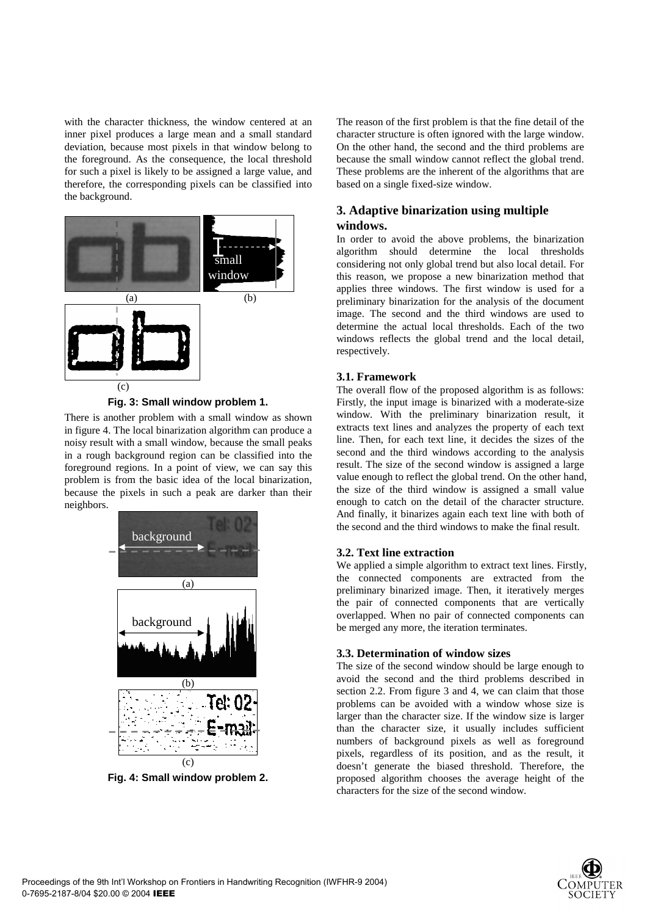with the character thickness, the window centered at an inner pixel produces a large mean and a small standard deviation, because most pixels in that window belong to the foreground. As the consequence, the local threshold for such a pixel is likely to be assigned a large value, and therefore, the corresponding pixels can be classified into the background.

small
window

(a)

(b)

(c)

**Fig. 3: Small window problem 1.**

There is another problem with a small window as shown in figure 4. The local binarization algorithm can produce a noisy result with a small window, because the small peaks in a rough background region can be classified into the foreground regions. In a point of view, we can say this problem is from the basic idea of the local binarization, because the pixels in such a peak are darker than their neighbors.

background

(a)

background

(b)

(c)

**Fig. 4: Small window problem 2.**

The reason of the first problem is that the fine detail of the character structure is often ignored with the large window. On the other hand, the second and the third problems are because the small window cannot reflect the global trend. These problems are the inherent of the algorithms that are based on a single fixed-size window.

## 3. Adaptive binarization using multiple windows.

In order to avoid the above problems, the binarization algorithm should determine the local thresholds considering not only global trend but also local detail. For this reason, we propose a new binarization method that applies three windows. The first window is used for a preliminary binarization for the analysis of the document image. The second and the third windows are used to determine the actual local thresholds. Each of the two windows reflects the global trend and the local detail, respectively.

### 3.1. Framework

The overall flow of the proposed algorithm is as follows: Firstly, the input image is binarized with a moderate-size window. With the preliminary binarization result, it extracts text lines and analyzes the property of each text line. Then, for each text line, it decides the sizes of the second and the third windows according to the analysis result. The size of the second window is assigned a large value enough to reflect the global trend. On the other hand, the size of the third window is assigned a small value enough to catch on the detail of the character structure. And finally, it binarizes again each text line with both of the second and the third windows to make the final result.

### 3.2. Text line extraction

We applied a simple algorithm to extract text lines. Firstly, the connected components are extracted from the preliminary binarized image. Then, it iteratively merges the pair of connected components that are vertically overlapped. When no pair of connected components can be merged any more, the iteration terminates.

### 3.3. Determination of window sizes

The size of the second window should be large enough to avoid the second and the third problems described in section 2.2. From figure 3 and 4, we can claim that those problems can be avoided with a window whose size is larger than the character size. If the window size is larger than the character size, it usually includes sufficient numbers of background pixels as well as foreground pixels, regardless of its position, and as the result, it doesn't generate the biased threshold. Therefore, the proposed algorithm chooses the average height of the characters for the size of the second window.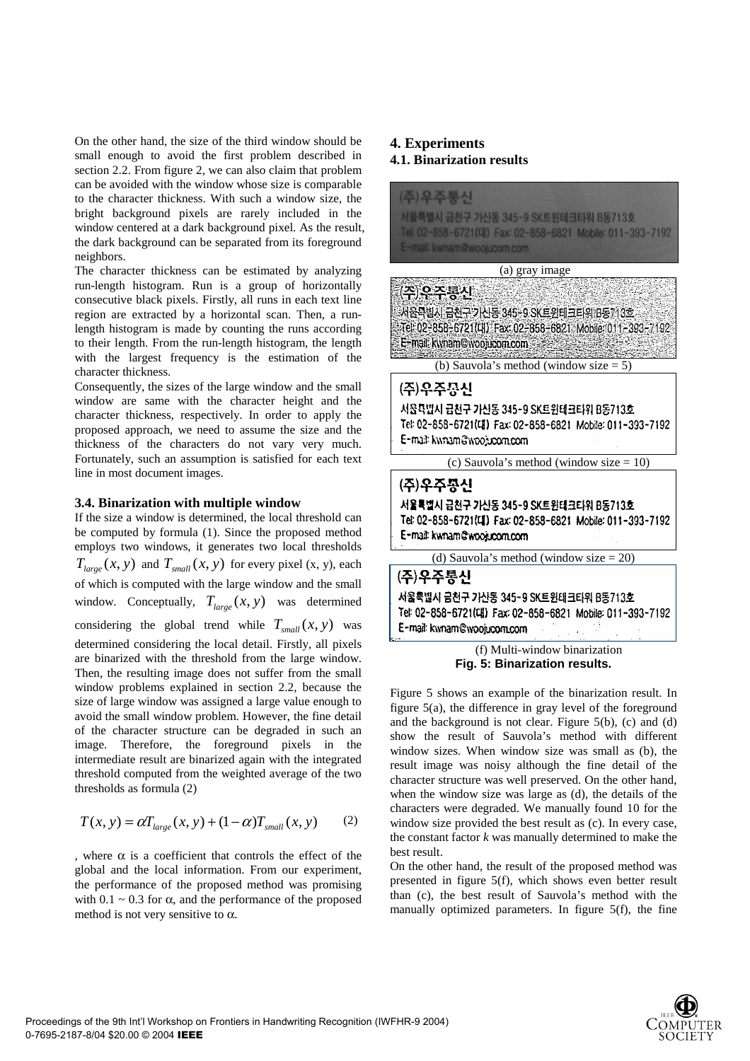On the other hand, the size of the third window should be small enough to avoid the first problem described in section 2.2. From figure 2, we can also claim that problem can be avoided with the window whose size is comparable to the character thickness. With such a window size, the bright background pixels are rarely included in the window centered at a dark background pixel. As the result, the dark background can be separated from its foreground neighbors.

The character thickness can be estimated by analyzing run-length histogram. Run is a group of horizontally consecutive black pixels. Firstly, all runs in each text line region are extracted by a horizontal scan. Then, a run-length histogram is made by counting the runs according to their length. From the run-length histogram, the length with the largest frequency is the estimation of the character thickness.

Consequently, the sizes of the large window and the small window are same with the character height and the character thickness, respectively. In order to apply the proposed approach, we need to assume the size and the thickness of the characters do not vary very much. Fortunately, such an assumption is satisfied for each text line in most document images.

### 3.4. Binarization with multiple window

If the size a window is determined, the local threshold can be computed by formula (1). Since the proposed method employs two windows, it generates two local thresholds $T_{large}(x, y)$ and $T_{small}(x, y)$ for every pixel (x, y), each of which is computed with the large window and the small window. Conceptually, $T_{large}(x, y)$ was determined considering the global trend while $T_{small}(x, y)$ was determined considering the local detail. Firstly, all pixels are binarized with the threshold from the large window. Then, the resulting image does not suffer from the small window problems explained in section 2.2, because the size of large window was assigned a large value enough to avoid the small window problem. However, the fine detail of the character structure can be degraded in such an image. Therefore, the foreground pixels in the intermediate result are binarized again with the integrated threshold computed from the weighted average of the two thresholds as formula (2)

$$T(x, y) = \alpha T_{large}(x, y) + (1-\alpha) T_{small}(x, y) \qquad (2)$$

, where $\alpha$ is a coefficient that controls the effect of the global and the local information. From our experiment, the performance of the proposed method was promising with $0.1 \sim 0.3$ for $\alpha$, and the performance of the proposed method is not very sensitive to $\alpha$.

## 4. Experiments

### 4.1. Binarization results

(a) gray image

(b) Sauvola's method (window size = 5)

(c) Sauvola's method (window size = 10)

(d) Sauvola's method (window size = 20)

(f) Multi-window binarization

**Fig. 5: Binarization results.**

Figure 5 shows an example of the binarization result. In figure 5(a), the difference in gray level of the foreground and the background is not clear. Figure 5(b), (c) and (d) show the result of Sauvola's method with different window sizes. When window size was small as (b), the result image was noisy although the fine detail of the character structure was well preserved. On the other hand, when the window size was large as (d), the details of the characters were degraded. We manually found 10 for the window size provided the best result as (c). In every case, the constant factor *k* was manually determined to make the best result.

On the other hand, the result of the proposed method was presented in figure 5(f), which shows even better result than (c), the best result of Sauvola's method with the manually optimized parameters. In figure 5(f), the fine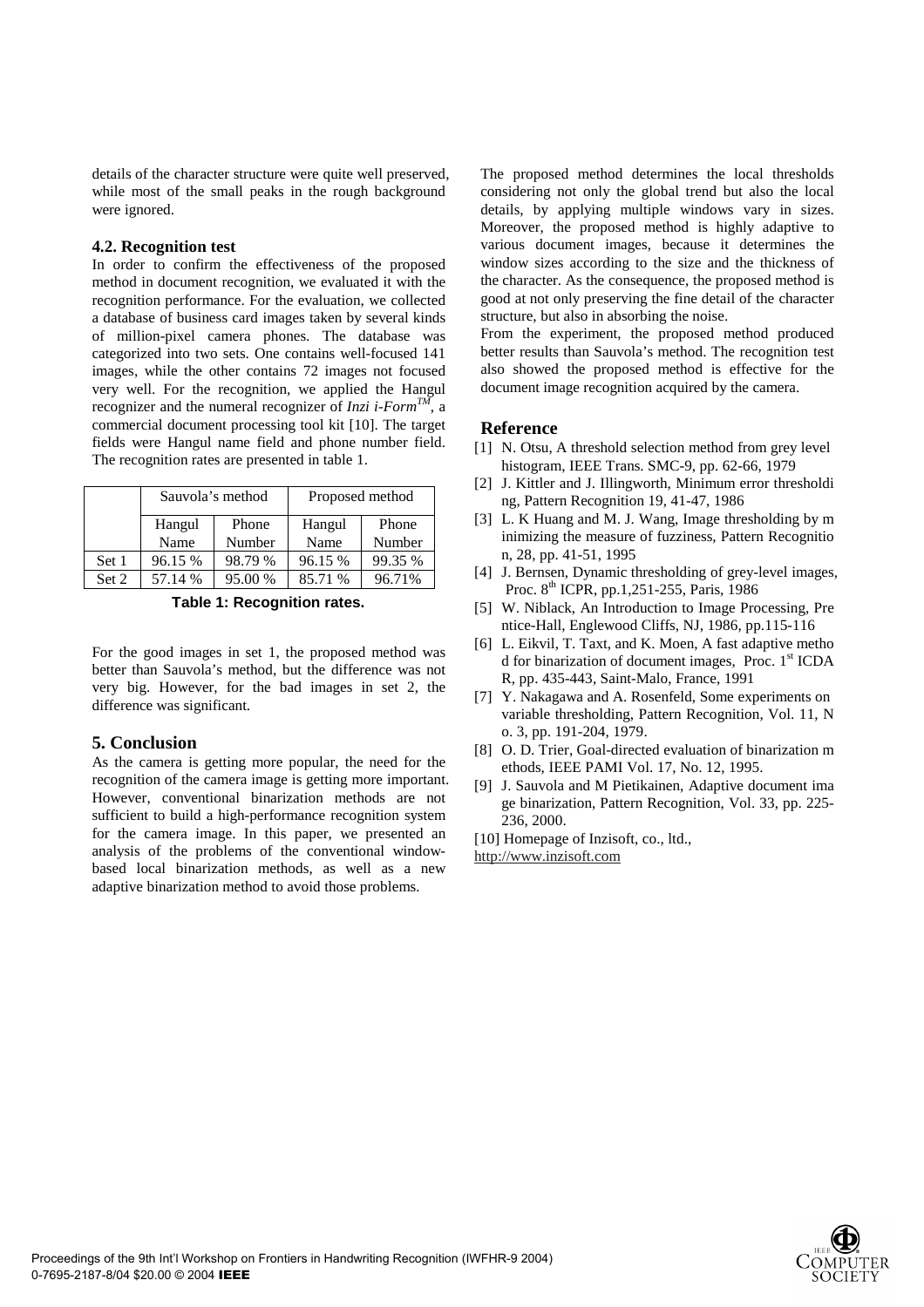details of the character structure were quite well preserved, while most of the small peaks in the rough background were ignored.

### 4.2. Recognition test

In order to confirm the effectiveness of the proposed method in document recognition, we evaluated it with the recognition performance. For the evaluation, we collected a database of business card images taken by several kinds of million-pixel camera phones. The database was categorized into two sets. One contains well-focused 141 images, while the other contains 72 images not focused very well. For the recognition, we applied the Hangul recognizer and the numeral recognizer of *Inzi i-Form*$^{TM}$, a commercial document processing tool kit [10]. The target fields were Hangul name field and phone number field. The recognition rates are presented in table 1.

| | Sauvola's method | | Proposed method | |
|---|---|---|---|---|
| | Hangul Name | Phone Number | Hangul Name | Phone Number |
| Set 1 | 96.15 % | 98.79 % | 96.15 % | 99.35 % |
| Set 2 | 57.14 % | 95.00 % | 85.71 % | 96.71% |

**Table 1: Recognition rates.**

For the good images in set 1, the proposed method was better than Sauvola's method, but the difference was not very big. However, for the bad images in set 2, the difference was significant.

## 5. Conclusion

As the camera is getting more popular, the need for the recognition of the camera image is getting more important. However, conventional binarization methods are not sufficient to build a high-performance recognition system for the camera image. In this paper, we presented an analysis of the problems of the conventional window-based local binarization methods, as well as a new adaptive binarization method to avoid those problems.

The proposed method determines the local thresholds considering not only the global trend but also the local details, by applying multiple windows vary in sizes. Moreover, the proposed method is highly adaptive to various document images, because it determines the window sizes according to the size and the thickness of the character. As the consequence, the proposed method is good at not only preserving the fine detail of the character structure, but also in absorbing the noise.

From the experiment, the proposed method produced better results than Sauvola's method. The recognition test also showed the proposed method is effective for the document image recognition acquired by the camera.

## Reference

[1] N. Otsu, A threshold selection method from grey level histogram, IEEE Trans. SMC-9, pp. 62-66, 1979

[2] J. Kittler and J. Illingworth, Minimum error thresholding, Pattern Recognition 19, 41-47, 1986

[3] L. K Huang and M. J. Wang, Image thresholding by minimizing the measure of fuzziness, Pattern Recognition, 28, pp. 41-51, 1995

[4] J. Bernsen, Dynamic thresholding of grey-level images, Proc. 8th ICPR, pp.1,251-255, Paris, 1986

[5] W. Niblack, An Introduction to Image Processing, Prentice-Hall, Englewood Cliffs, NJ, 1986, pp.115-116

[6] L. Eikvil, T. Taxt, and K. Moen, A fast adaptive method for binarization of document images, Proc. 1st ICDAR, pp. 435-443, Saint-Malo, France, 1991

[7] Y. Nakagawa and A. Rosenfeld, Some experiments on variable thresholding, Pattern Recognition, Vol. 11, No. 3, pp. 191-204, 1979.

[8] O. D. Trier, Goal-directed evaluation of binarization methods, IEEE PAMI Vol. 17, No. 12, 1995.

[9] J. Sauvola and M Pietikainen, Adaptive document image binarization, Pattern Recognition, Vol. 33, pp. 225-236, 2000.

[10] Homepage of Inzisoft, co., ltd., http://www.inzisoft.com